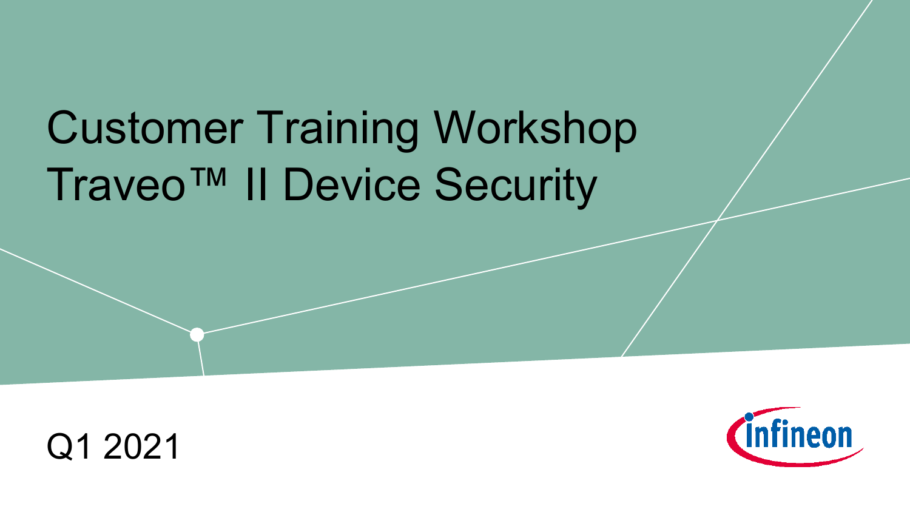# Customer Training Workshop
# Traveo™ II Device Security

Q1 2021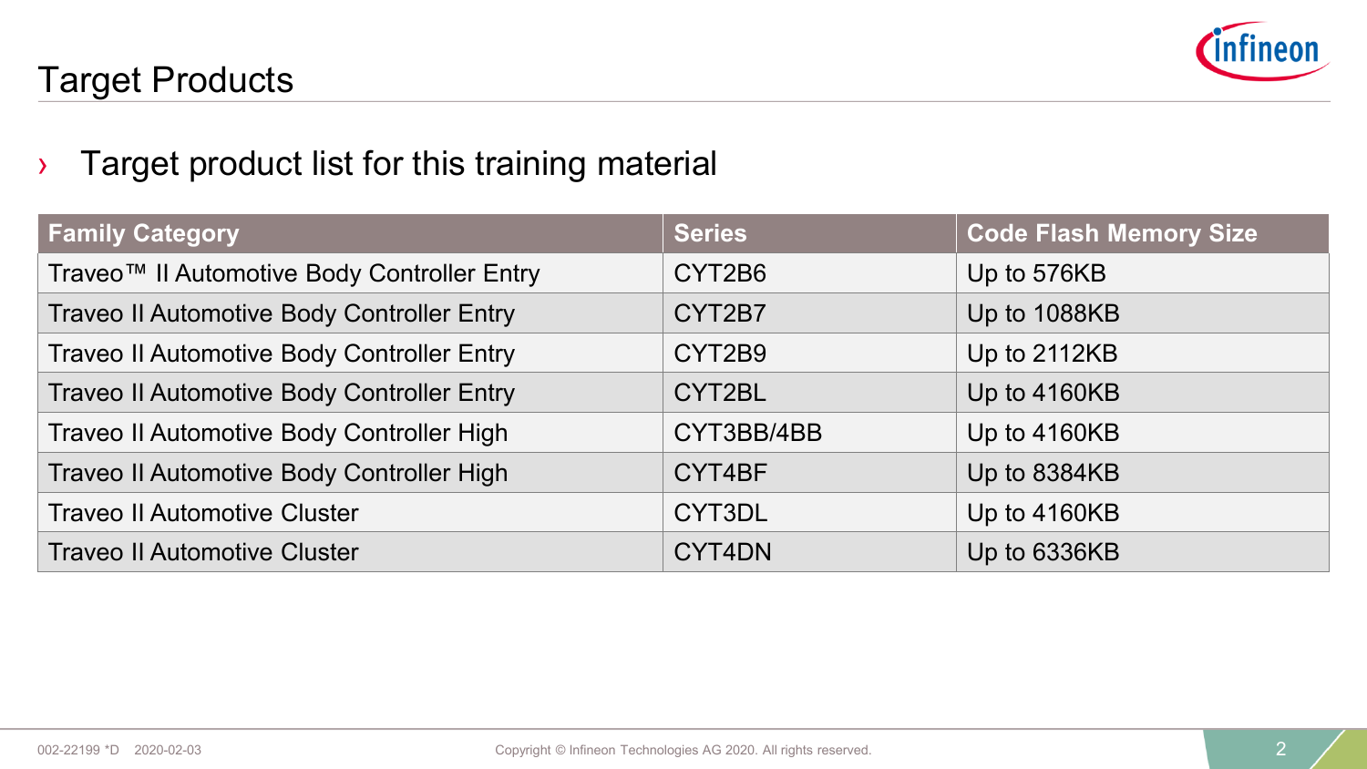# Target Products

› Target product list for this training material

| Family Category | Series | Code Flash Memory Size |
|---|---|---|
| Traveo™ II Automotive Body Controller Entry | CYT2B6 | Up to 576KB |
| Traveo II Automotive Body Controller Entry | CYT2B7 | Up to 1088KB |
| Traveo II Automotive Body Controller Entry | CYT2B9 | Up to 2112KB |
| Traveo II Automotive Body Controller Entry | CYT2BL | Up to 4160KB |
| Traveo II Automotive Body Controller High | CYT3BB/4BB | Up to 4160KB |
| Traveo II Automotive Body Controller High | CYT4BF | Up to 8384KB |
| Traveo II Automotive Cluster | CYT3DL | Up to 4160KB |
| Traveo II Automotive Cluster | CYT4DN | Up to 6336KB |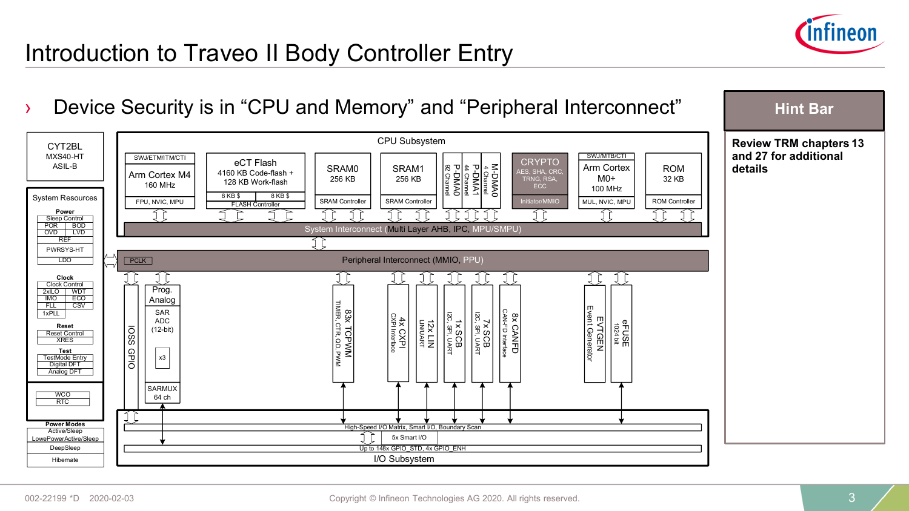# Introduction to Traveo II Body Controller Entry

› Device Security is in "CPU and Memory" and "Peripheral Interconnect"

**Hint Bar**

**Review TRM chapters 13 and 27 for additional details**

CYT2BL
MXS40-HT
ASIL-B

System Resources

**Power**
Sleep Control
POR | BOD
OVD | LVD
REF
PWRSYS-HT
LDO

**Clock**
Clock Control
2xILO | WDT
IMO | ECO
FLL | CSV
1xPLL

**Reset**
Reset Control
XRES

**Test**
TestMode Entry
Digital DFT
Analog DFT

WCO
RTC

**Power Modes**
Active/Sleep
LowePowerActive/Sleep
DeepSleep
Hibernate

CPU Subsystem

- SWJ/ETM/ITM/CTI — Arm Cortex M4, 160 MHz — FPU, NVIC, MPU
- eCT Flash, 4160 KB Code-flash + 128 KB Work-flash — 8 KB $ | 8 KB $ — FLASH Controller
- SRAM0, 256 KB — SRAM Controller
- SRAM1, 256 KB — SRAM Controller
- P-DMA0, 92 Channel
- P-DMA1, 44 Channel
- M-DMA0, 4 Channel
- CRYPTO, AES, SHA, CRC, TRNG, RSA, ECC — Initiator/MMIO
- SWJ/MTB/CTI — Arm Cortex M0+, 100 MHz — MUL, NVIC, MPU
- ROM, 32 KB — ROM Controller

System Interconnect (Multi Layer AHB, IPC, MPU/SMPU)

PCLK — Peripheral Interconnect (MMIO, PPU)

- IOSS GPIO
- Prog. Analog — SAR ADC (12-bit) x3 — SARMUX 64 ch
- 83x TCPWM — TIMER, CTR, QD, PWM
- 4x CXPI — CXPI Interface
- 12x LIN — LIN/UART
- 1x SCB — I2C, SPI, UART
- 7x SCB — I2C, SPI, UART
- 8x CANFD — CAN-FD Interface
- EVTGEN — Event Generator
- eFUSE — 1024 bit

High-Speed I/O Matrix, Smart I/O, Boundary Scan
5x Smart I/O
Up to 148x GPIO_STD, 4x GPIO_ENH
I/O Subsystem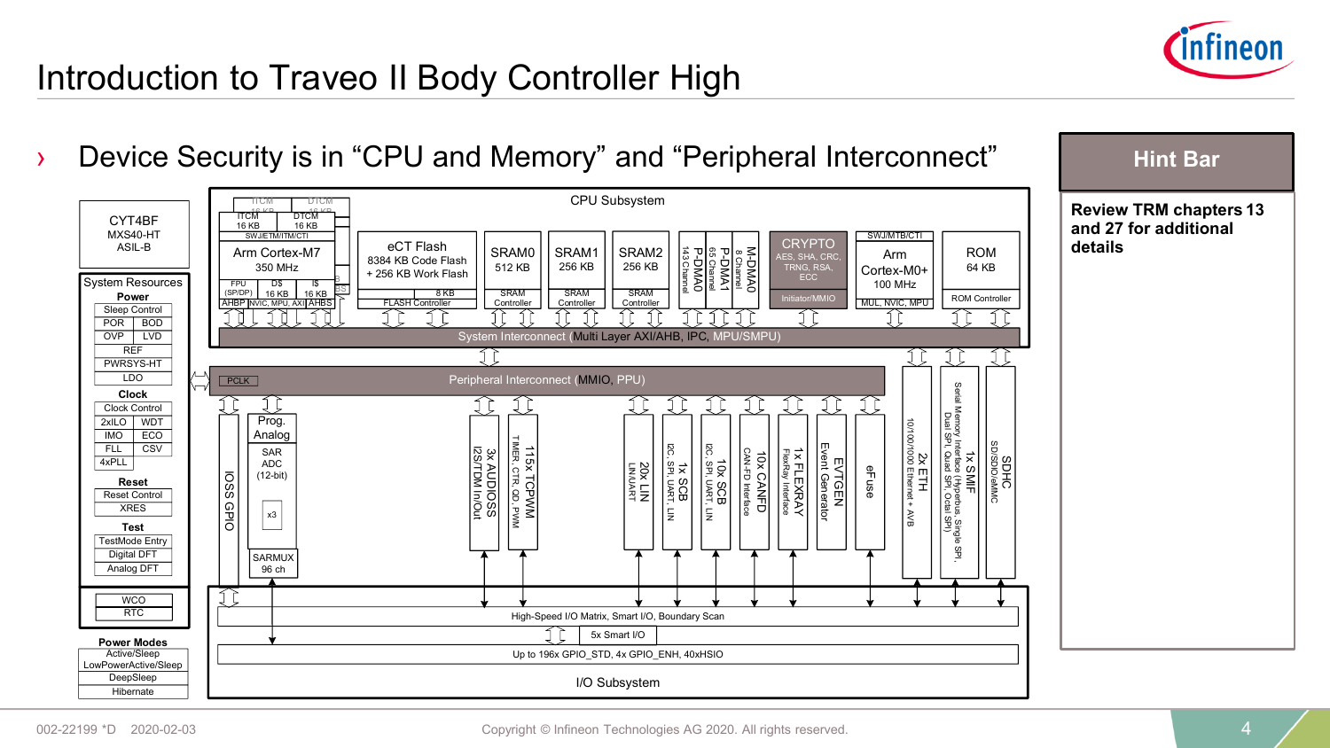# Introduction to Traveo II Body Controller High

› Device Security is in “CPU and Memory” and “Peripheral Interconnect”

**CYT4BF**
MXS40-HT
ASIL-B

**System Resources**

**Power**
- Sleep Control
- POR | BOD
- OVP | LVD
- REF
- PWRSYS-HT
- LDO

**Clock**
- Clock Control
- 2xILO | WDT
- IMO | ECO
- FLL | CSV
- 4xPLL

**Reset**
- Reset Control
- XRES

**Test**
- TestMode Entry
- Digital DFT
- Analog DFT

- WCO
- RTC

**Power Modes**
- Active/Sleep
- LowPowerActive/Sleep
- DeepSleep
- Hibernate

**CPU Subsystem**
- Arm Cortex-M7 350 MHz (ITCM 16 KB, DTCM 16 KB, SWJ/ETM/ITM/CTI, FPU (SP/DP), D$ 16 KB, I$ 16 KB, AHBP, NVIC, MPU, AXI, AHBS)
- eCT Flash: 8384 KB Code Flash + 256 KB Work Flash, 8 KB, FLASH Controller
- SRAM0 512 KB, SRAM Controller
- SRAM1 256 KB, SRAM Controller
- SRAM2 256 KB, SRAM Controller
- P-DMA0 143 Channel
- P-DMA1 65 Channel
- M-DMA0 8 Channel
- CRYPTO: AES, SHA, CRC, TRNG, RSA, ECC; Initiator/MMIO
- Arm Cortex-M0+ 100 MHz (SWJ/MTB/CTI, MUL, NVIC, MPU)
- ROM 64 KB, ROM Controller

System Interconnect (Multi Layer AXI/AHB, IPC, MPU/SMPU)

Peripheral Interconnect (MMIO, PPU), PCLK

- IOSS GPIO
- Prog. Analog: SAR ADC (12-bit) x3, SARMUX 96 ch
- 3x AUDIOSS: I2S/TDM In/Out
- 115x TCPWM: TIMER, CTR, QD, PWM
- 20x LIN: LIN/UART
- 1x SCB: I2C, SPI, UART, LIN
- 10x SCB: I2C, SPI, UART, LIN
- 10x CANFD: CAN-FD Interface
- 1x FLEXRAY: FlexRay Interface
- EVTGEN: Event Generator
- eFuse
- 2x ETH: 10/100/1000 Ethernet + AVB
- 1x SMIF: Serial Memory Interface (Hyperbus, Single SPI, Dual SPI, Quad SPI, Octal SPI)
- SDHC: SD/SDIO/eMMC

**I/O Subsystem**
- High-Speed I/O Matrix, Smart I/O, Boundary Scan
- 5x Smart I/O
- Up to 196x GPIO_STD, 4x GPIO_ENH, 4xHSIO

**Hint Bar**

**Review TRM chapters 13 and 27 for additional details**

002-22199 *D 2020-02-03 Copyright © Infineon Technologies AG 2020. All rights reserved.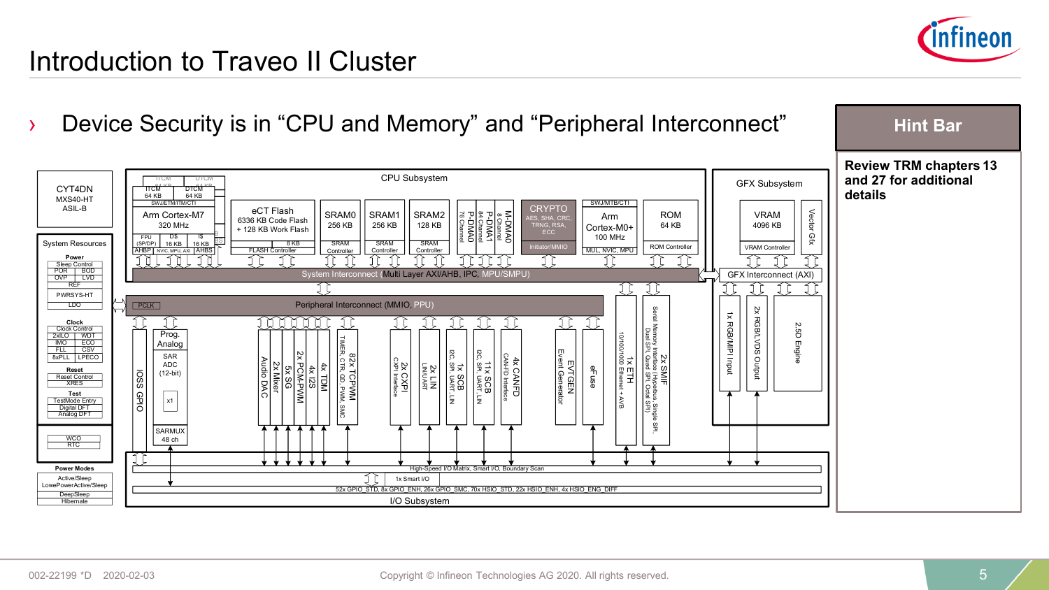# Introduction to Traveo II Cluster

› Device Security is in "CPU and Memory" and "Peripheral Interconnect"

**Hint Bar**

**Review TRM chapters 13 and 27 for additional details**

CYT4DN
MXS40-HT
ASIL-B

System Resources

Power: Sleep Control, POR, BOD, OVP, LVD, REF, PWRSYS-HT, LDO

Clock: Clock Control, 2xILO, WDT, IMO, ECO, FLL, CSV, 8xPLL, LPECO

Reset: Reset Control, XRES

Test: TestMode Entry, Digital DFT, Analog DFT

WCO, RTC

Power Modes: Active/Sleep, LowePowerActive/Sleep, DeepSleep, Hibernate

CPU Subsystem

ITCM 64 KB, DTCM 64 KB, SWJ/ETM/ITM/CTI, Arm Cortex-M7 320 MHz, FPU (SP/DP), D$ 16 KB, I$ 16 KB, AHBP, NVIC, MPU, AXI, AHBS

eCT Flash 6336 KB Code Flash + 128 KB Work Flash, 8 KB, FLASH Controller

SRAM0 256 KB, SRAM Controller

SRAM1 256 KB, SRAM Controller

SRAM2 128 KB, SRAM Controller

P-DMA0 76 Channel, P-DMA1 84 Channel, M-DMA0 8 Channel

CRYPTO: AES, SHA, CRC, TRNG, RSA, ECC, Initiator/MMIO

SWJ/MTB/CTI, Arm Cortex-M0+ 100 MHz, MUL, NVIC, MPU

ROM 64 KB, ROM Controller

System Interconnect (Multi Layer AXI/AHB, IPC, MPU/SMPU)

GFX Subsystem

VRAM 4096 KB, VRAM Controller, Vector Gfx

GFX Interconnect (AXI)

1x RGB/MIPI Input, 2x RGB/LVDS Output, 2.5D Engine

PCLK, Peripheral Interconnect (MMIO, PPU)

IOSS GPIO; Prog. Analog: SAR ADC (12-bit), x1, SARMUX 48 ch

Audio DAC, 2x Mixer, 5x SG, 2x PCM-PWM, 4x I2S, 4x TDM

82x TCPWM (TIMER, CTR, QD, PWM, SMC)

2x CXPI (CXPI Interface), 2x LIN (LIN/UART), 1x SCB (I2C, SPI, UART, LIN), 11x SCB (I2C, SPI, UART, LIN), 4x CANFD (CAN-FD Interface)

EVTGEN (Event Generator), eFuse

1x ETH (10/100/1000 Ethernet + AVB)

2x SMIF (Serial Memory Interface (Hyperbus, Single SPI, Dual SPI, Quad SPI, Octal SPI))

I/O Subsystem: High-Speed I/O Matrix, Smart I/O, Boundary Scan; 1x Smart I/O; 52x GPIO_STD, 8x GPIO_ENH, 26x GPIO_SMC, 70x HSIO_STD, 22x HSIO_ENH, 4x HSIO_ENG_DIFF

002-22199 *D 2020-02-03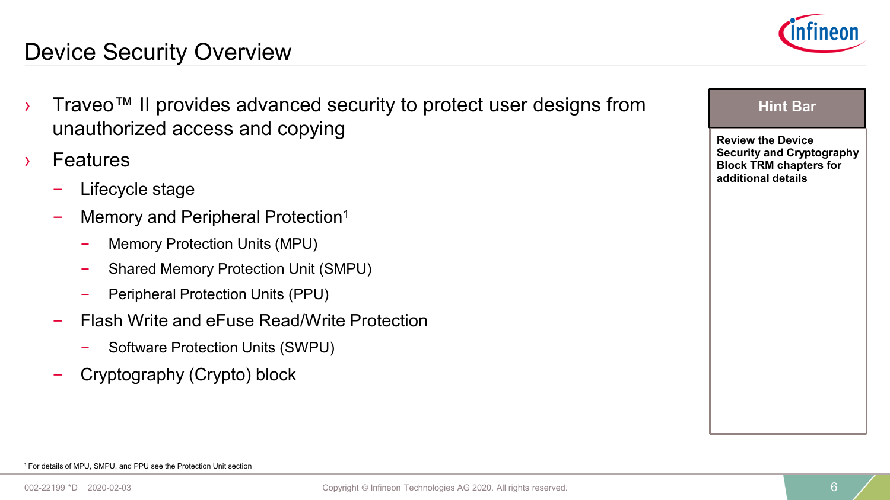# Device Security Overview

- Traveo™ II provides advanced security to protect user designs from unauthorized access and copying
- Features
  - Lifecycle stage
  - Memory and Peripheral Protection[1]
    - Memory Protection Units (MPU)
    - Shared Memory Protection Unit (SMPU)
    - Peripheral Protection Units (PPU)
  - Flash Write and eFuse Read/Write Protection
    - Software Protection Units (SWPU)
  - Cryptography (Crypto) block

**Hint Bar**

**Review the Device Security and Cryptography Block TRM chapters for additional details**

[1] For details of MPU, SMPU, and PPU see the Protection Unit section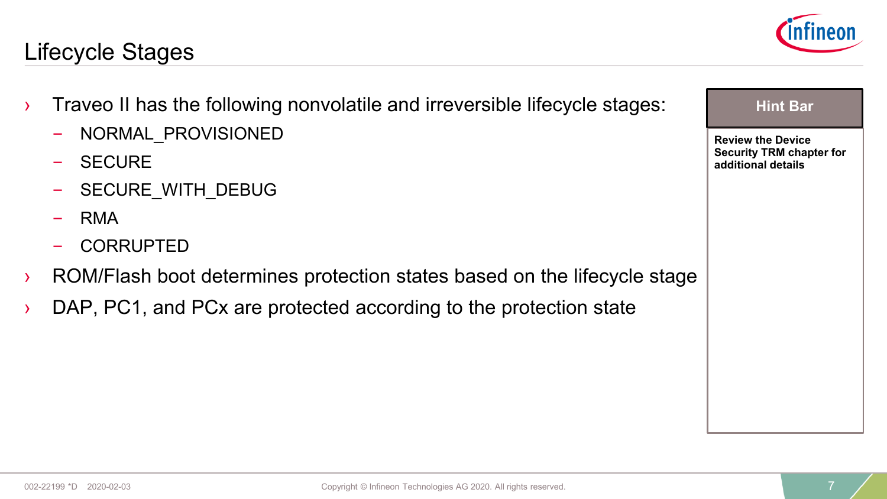# Lifecycle Stages

- Traveo II has the following nonvolatile and irreversible lifecycle stages:
  - NORMAL_PROVISIONED
  - SECURE
  - SECURE_WITH_DEBUG
  - RMA
  - CORRUPTED
- ROM/Flash boot determines protection states based on the lifecycle stage
- DAP, PC1, and PCx are protected according to the protection state

**Hint Bar**

**Review the Device Security TRM chapter for additional details**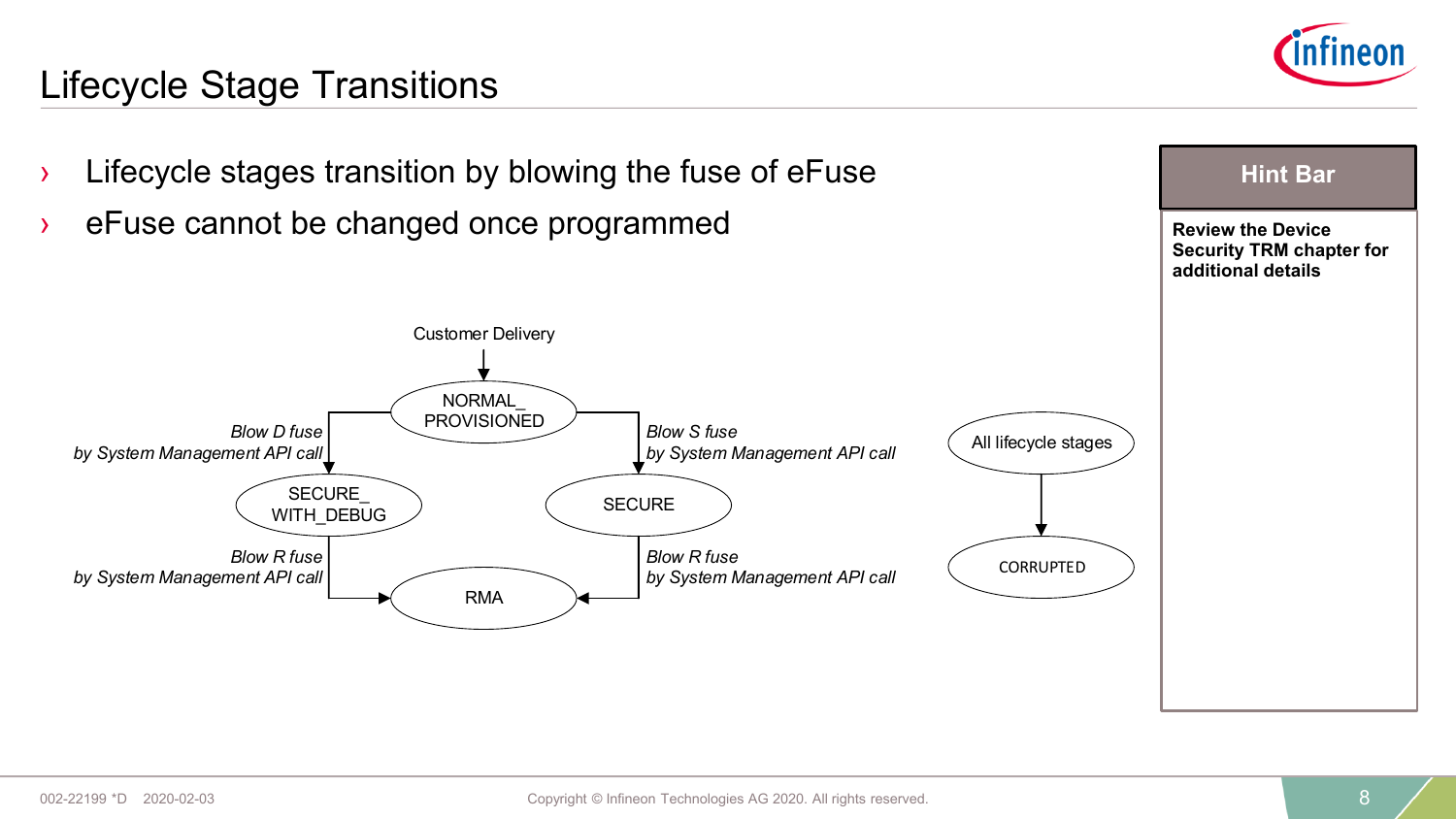# Lifecycle Stage Transitions

- Lifecycle stages transition by blowing the fuse of eFuse
- eFuse cannot be changed once programmed

Customer Delivery

NORMAL_PROVISIONED

*Blow D fuse by System Management API call*

*Blow S fuse by System Management API call*

SECURE_WITH_DEBUG

SECURE

*Blow R fuse by System Management API call*

*Blow R fuse by System Management API call*

RMA

All lifecycle stages

CORRUPTED

**Hint Bar**

**Review the Device Security TRM chapter for additional details**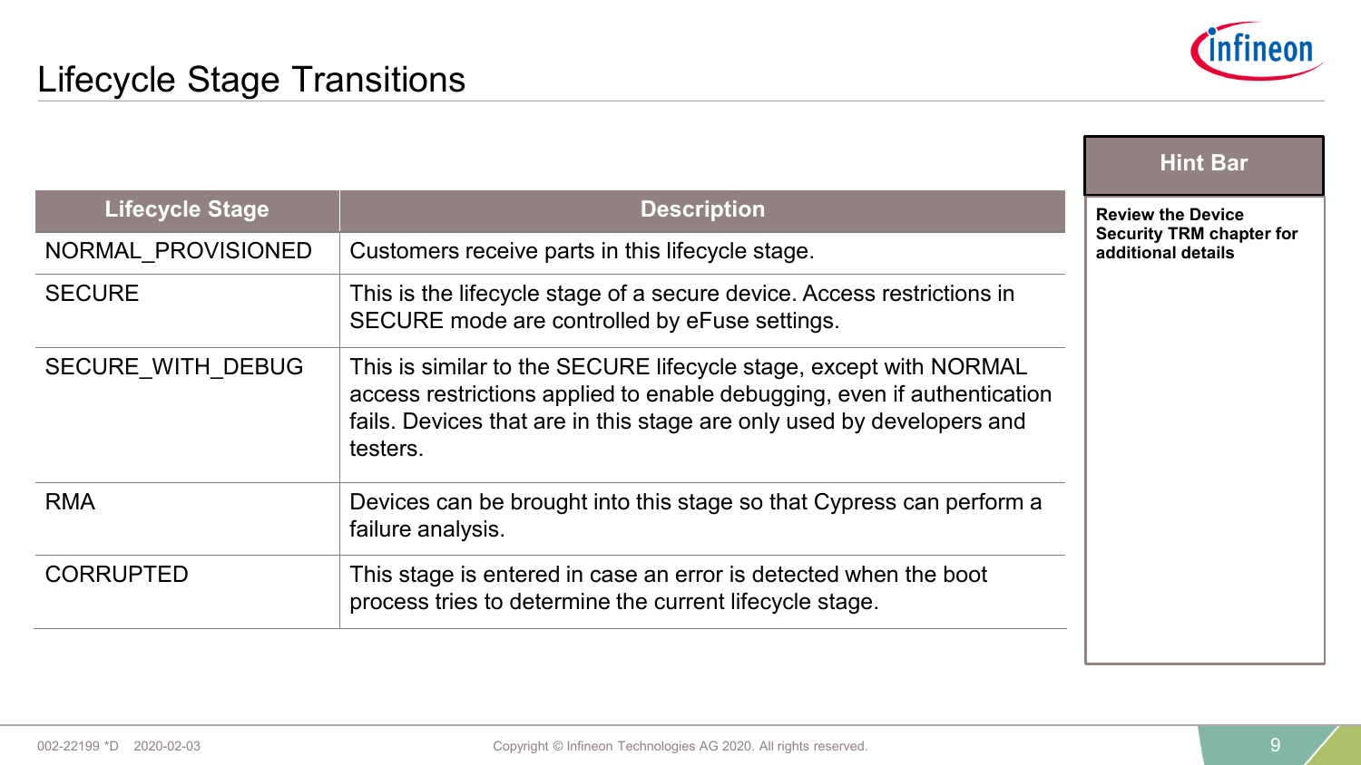# Lifecycle Stage Transitions

| Lifecycle Stage | Description |
|---|---|
| NORMAL_PROVISIONED | Customers receive parts in this lifecycle stage. |
| SECURE | This is the lifecycle stage of a secure device. Access restrictions in SECURE mode are controlled by eFuse settings. |
| SECURE_WITH_DEBUG | This is similar to the SECURE lifecycle stage, except with NORMAL access restrictions applied to enable debugging, even if authentication fails. Devices that are in this stage are only used by developers and testers. |
| RMA | Devices can be brought into this stage so that Cypress can perform a failure analysis. |
| CORRUPTED | This stage is entered in case an error is detected when the boot process tries to determine the current lifecycle stage. |

**Hint Bar**

**Review the Device Security TRM chapter for additional details**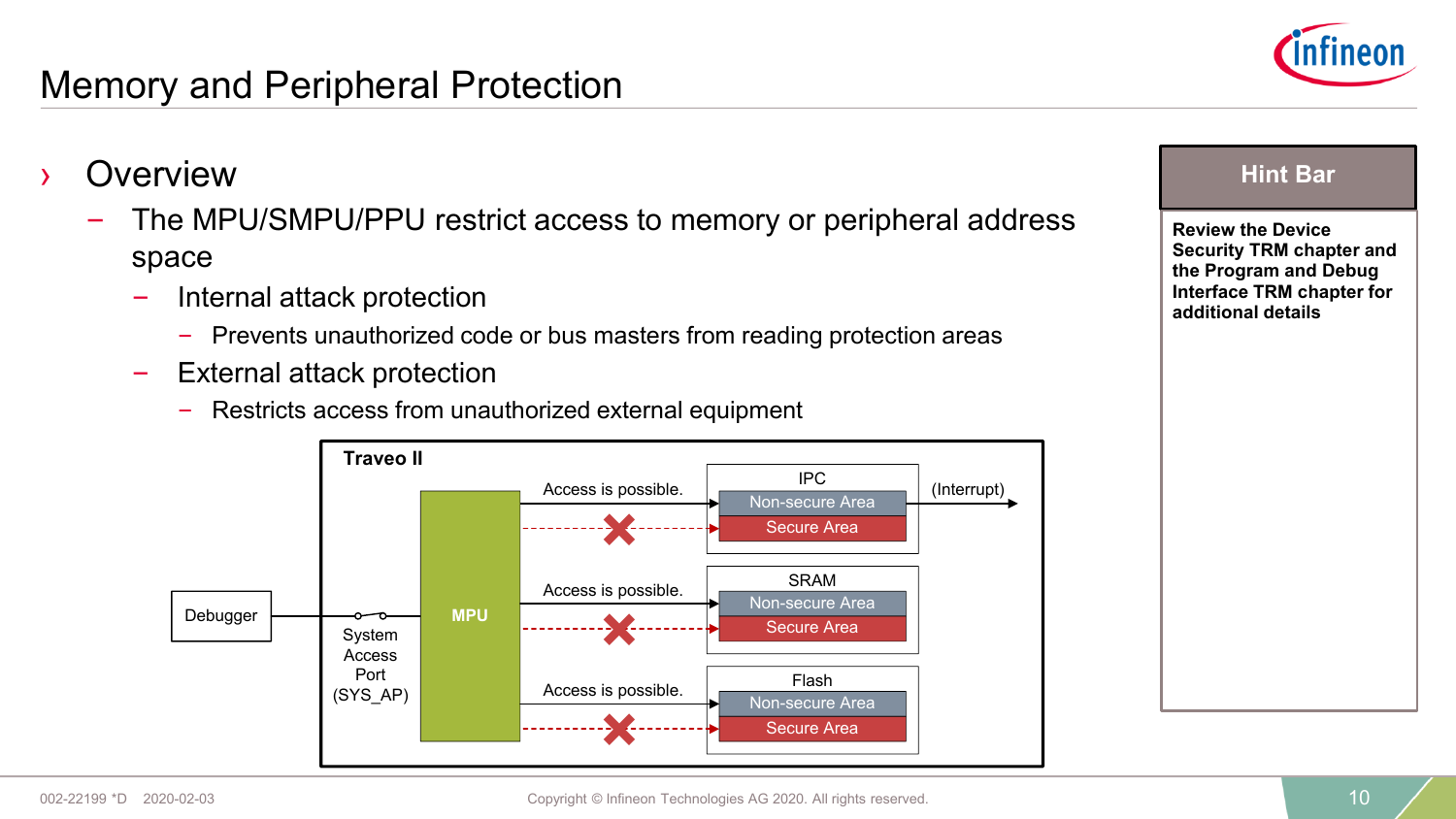# Memory and Peripheral Protection

## Overview

- The MPU/SMPU/PPU restrict access to memory or peripheral address space
  - Internal attack protection
    - Prevents unauthorized code or bus masters from reading protection areas
  - External attack protection
    - Restricts access from unauthorized external equipment

Traveo II

Debugger — System Access Port (SYS_AP) — MPU

- Access is possible. → IPC: Non-secure Area (Interrupt); Secure Area ✗
- Access is possible. → SRAM: Non-secure Area; Secure Area ✗
- Access is possible. → Flash: Non-secure Area; Secure Area ✗

**Hint Bar**

**Review the Device Security TRM chapter and the Program and Debug Interface TRM chapter for additional details**

002-22199 *D 2020-02-03

Copyright © Infineon Technologies AG 2020. All rights reserved.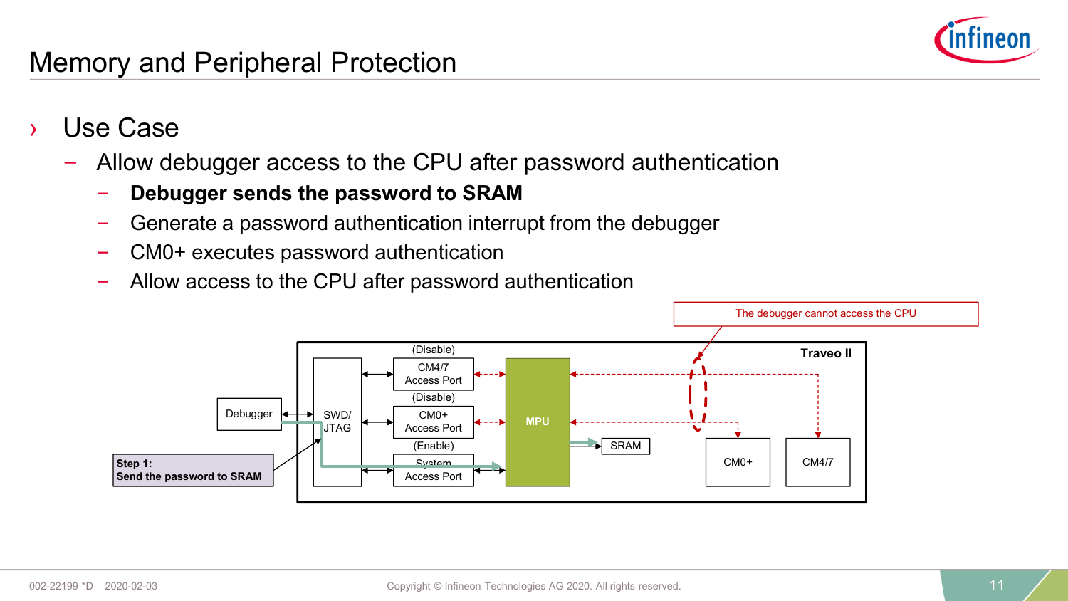# Memory and Peripheral Protection

› Use Case
  - Allow debugger access to the CPU after password authentication
    - **Debugger sends the password to SRAM**
    - Generate a password authentication interrupt from the debugger
    - CM0+ executes password authentication
    - Allow access to the CPU after password authentication

The debugger cannot access the CPU

Traveo II

(Disable) CM4/7 Access Port

(Disable) CM0+ Access Port

(Enable) System Access Port

Debugger

SWD/ JTAG

MPU

SRAM

CM0+

CM4/7

**Step 1: Send the password to SRAM**

002-22199 *D 2020-02-03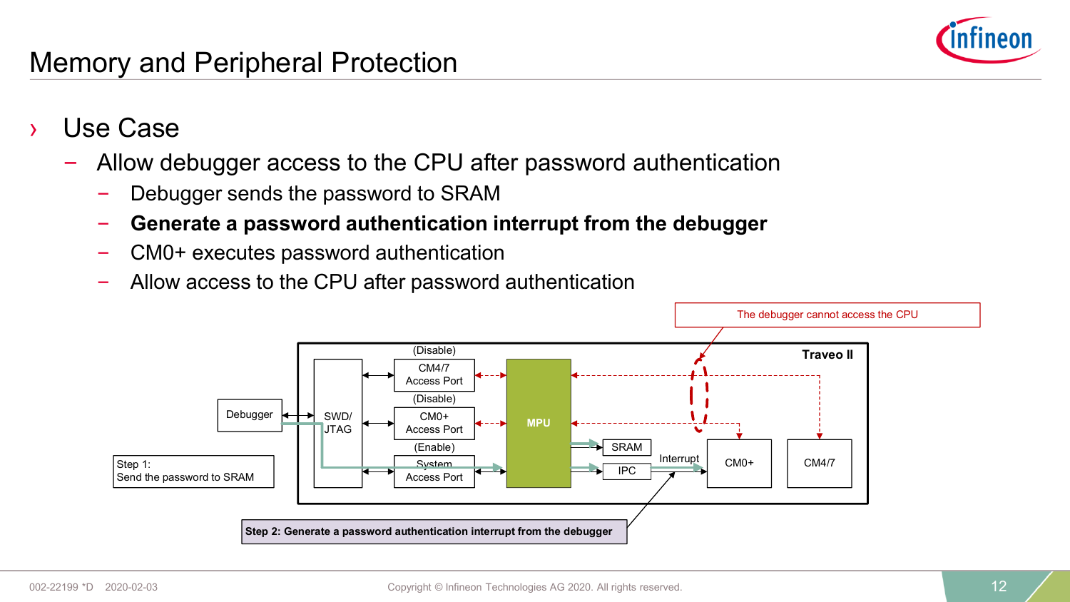# Memory and Peripheral Protection

- Use Case
  - Allow debugger access to the CPU after password authentication
    - Debugger sends the password to SRAM
    - **Generate a password authentication interrupt from the debugger**
    - CM0+ executes password authentication
    - Allow access to the CPU after password authentication

The debugger cannot access the CPU

Traveo II

Debugger

SWD/ JTAG

(Disable) CM4/7 Access Port

(Disable) CM0+ Access Port

(Enable) System Access Port

MPU

SRAM

IPC

Interrupt

CM0+

CM4/7

Step 1: Send the password to SRAM

**Step 2: Generate a password authentication interrupt from the debugger**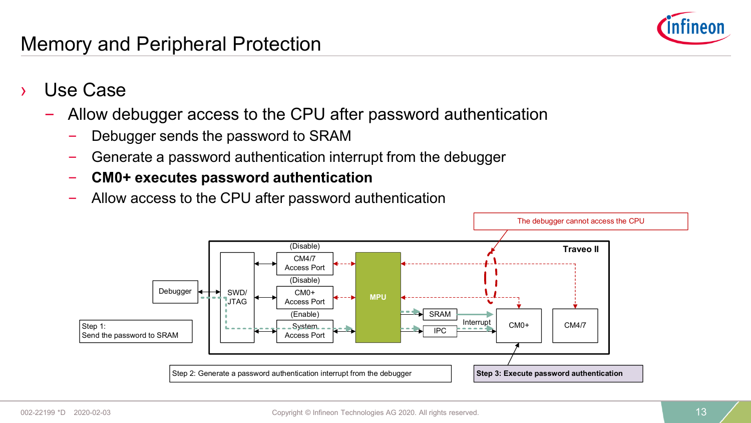# Memory and Peripheral Protection

› Use Case
  - Allow debugger access to the CPU after password authentication
    - Debugger sends the password to SRAM
    - Generate a password authentication interrupt from the debugger
    - **CM0+ executes password authentication**
    - Allow access to the CPU after password authentication

The debugger cannot access the CPU

Traveo II

Debugger

SWD/ JTAG

(Disable) CM4/7 Access Port

(Disable) CM0+ Access Port

(Enable) System Access Port

MPU

SRAM

IPC

Interrupt

CM0+

CM4/7

Step 1: Send the password to SRAM

Step 2: Generate a password authentication interrupt from the debugger

**Step 3: Execute password authentication**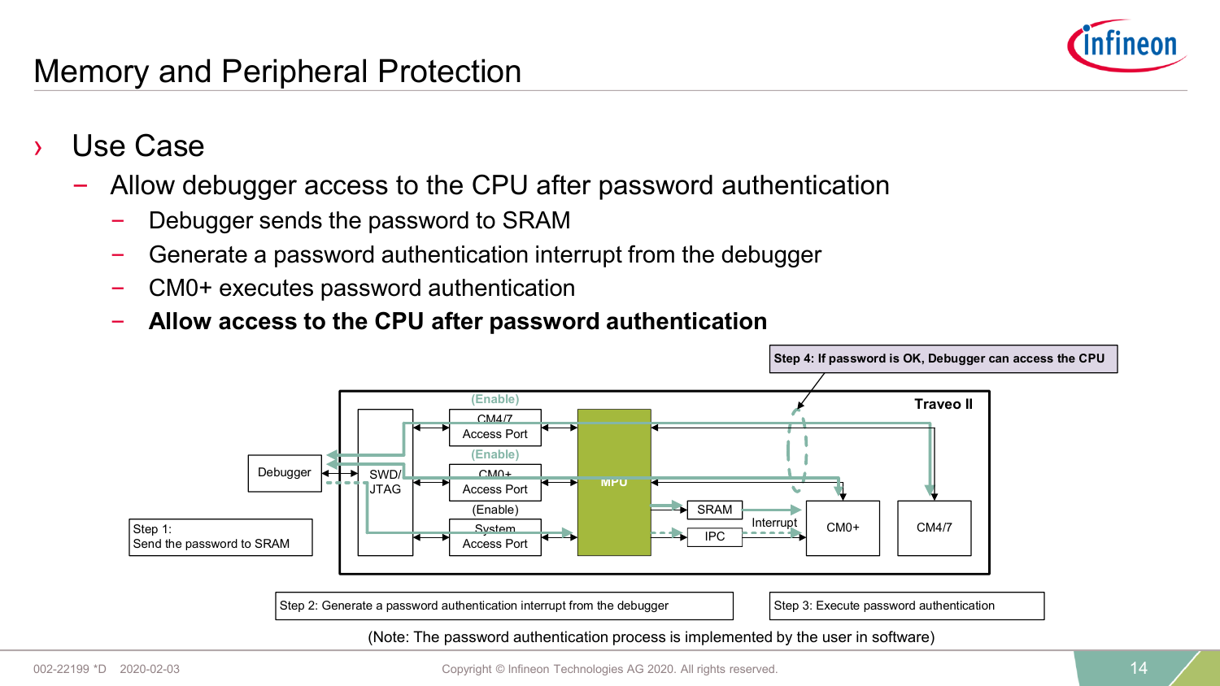# Memory and Peripheral Protection

- Use Case
  - Allow debugger access to the CPU after password authentication
    - Debugger sends the password to SRAM
    - Generate a password authentication interrupt from the debugger
    - CM0+ executes password authentication
    - **Allow access to the CPU after password authentication**

**Step 4: If password is OK, Debugger can access the CPU**

**Traveo II**

Debugger

SWD/ JTAG

(Enable) CM4/7 Access Port

(Enable) CM0+ Access Port

(Enable) System Access Port

MPU

SRAM

IPC

Interrupt

CM0+

CM4/7

Step 1: Send the password to SRAM

Step 2: Generate a password authentication interrupt from the debugger

Step 3: Execute password authentication

(Note: The password authentication process is implemented by the user in software)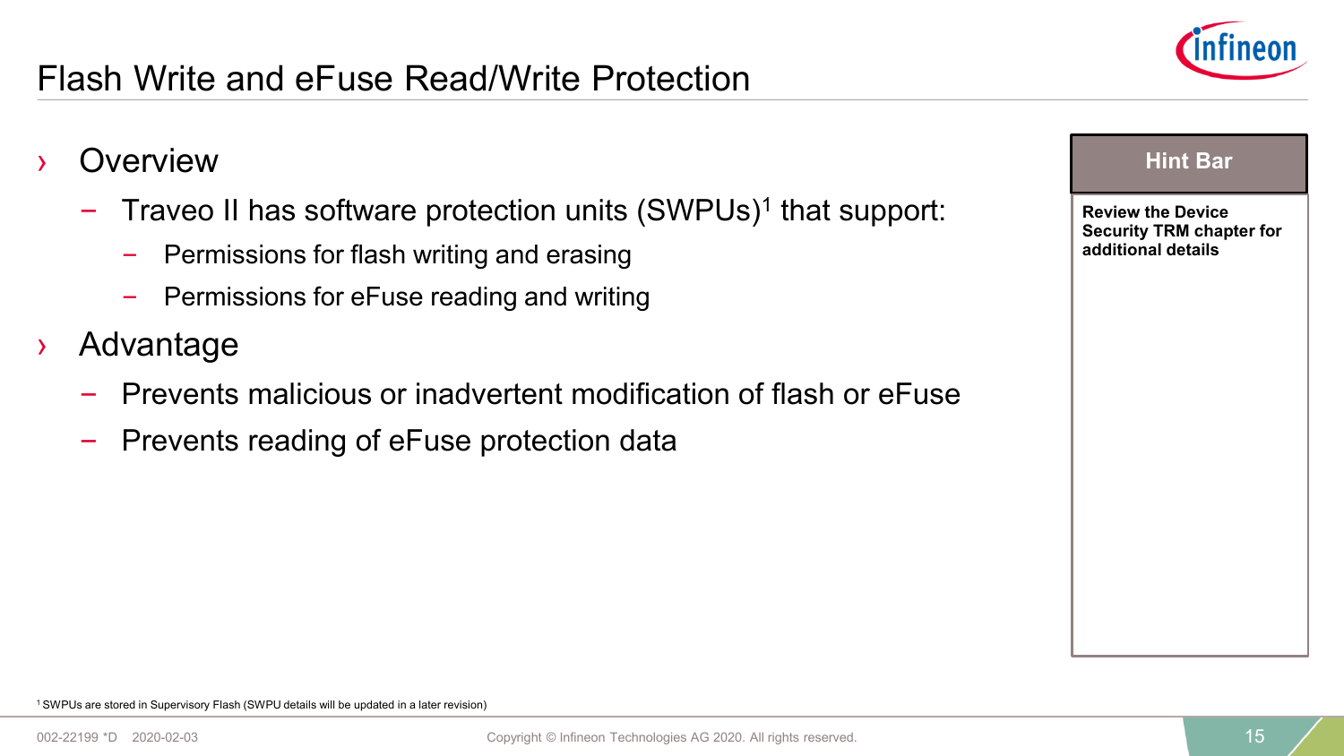# Flash Write and eFuse Read/Write Protection

- Overview
  - Traveo II has software protection units (SWPUs)[1] that support:
    - Permissions for flash writing and erasing
    - Permissions for eFuse reading and writing
- Advantage
  - Prevents malicious or inadvertent modification of flash or eFuse
  - Prevents reading of eFuse protection data

**Hint Bar**

**Review the Device Security TRM chapter for additional details**

[1] SWPUs are stored in Supervisory Flash (SWPU details will be updated in a later revision)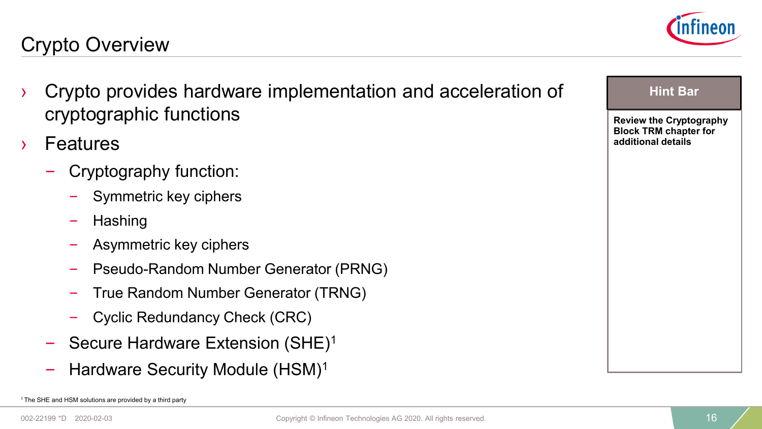# Crypto Overview

- Crypto provides hardware implementation and acceleration of cryptographic functions
- Features
  - Cryptography function:
    - Symmetric key ciphers
    - Hashing
    - Asymmetric key ciphers
    - Pseudo-Random Number Generator (PRNG)
    - True Random Number Generator (TRNG)
    - Cyclic Redundancy Check (CRC)
  - Secure Hardware Extension (SHE)[1]
  - Hardware Security Module (HSM)[1]

**Hint Bar**

**Review the Cryptography Block TRM chapter for additional details**

[1] The SHE and HSM solutions are provided by a third party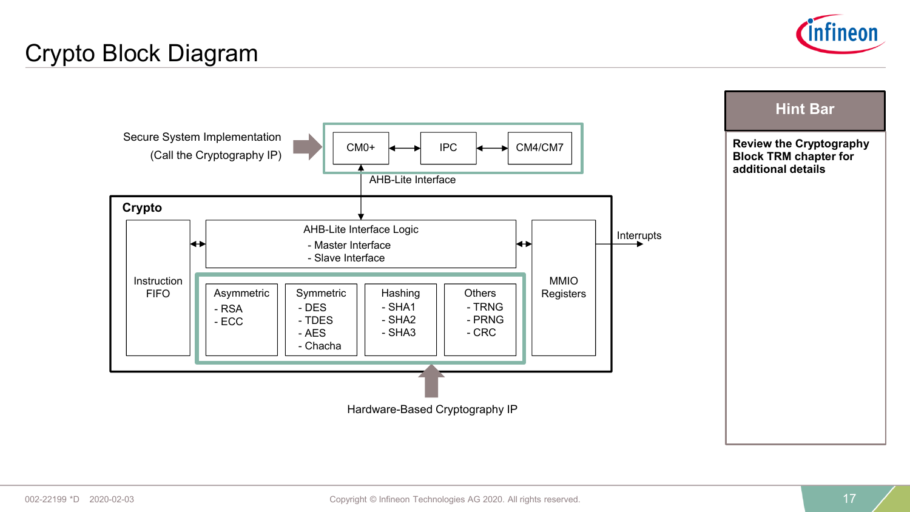# Crypto Block Diagram

Secure System Implementation
(Call the Cryptography IP)

CM0+ ↔ IPC ↔ CM4/CM7

AHB-Lite Interface

**Crypto**

Instruction FIFO

AHB-Lite Interface Logic
- Master Interface
- Slave Interface

MMIO Registers

Interrupts

Asymmetric
- RSA
- ECC

Symmetric
- DES
- TDES
- AES
- Chacha

Hashing
- SHA1
- SHA2
- SHA3

Others
- TRNG
- PRNG
- CRC

Hardware-Based Cryptography IP

## Hint Bar

**Review the Cryptography Block TRM chapter for additional details**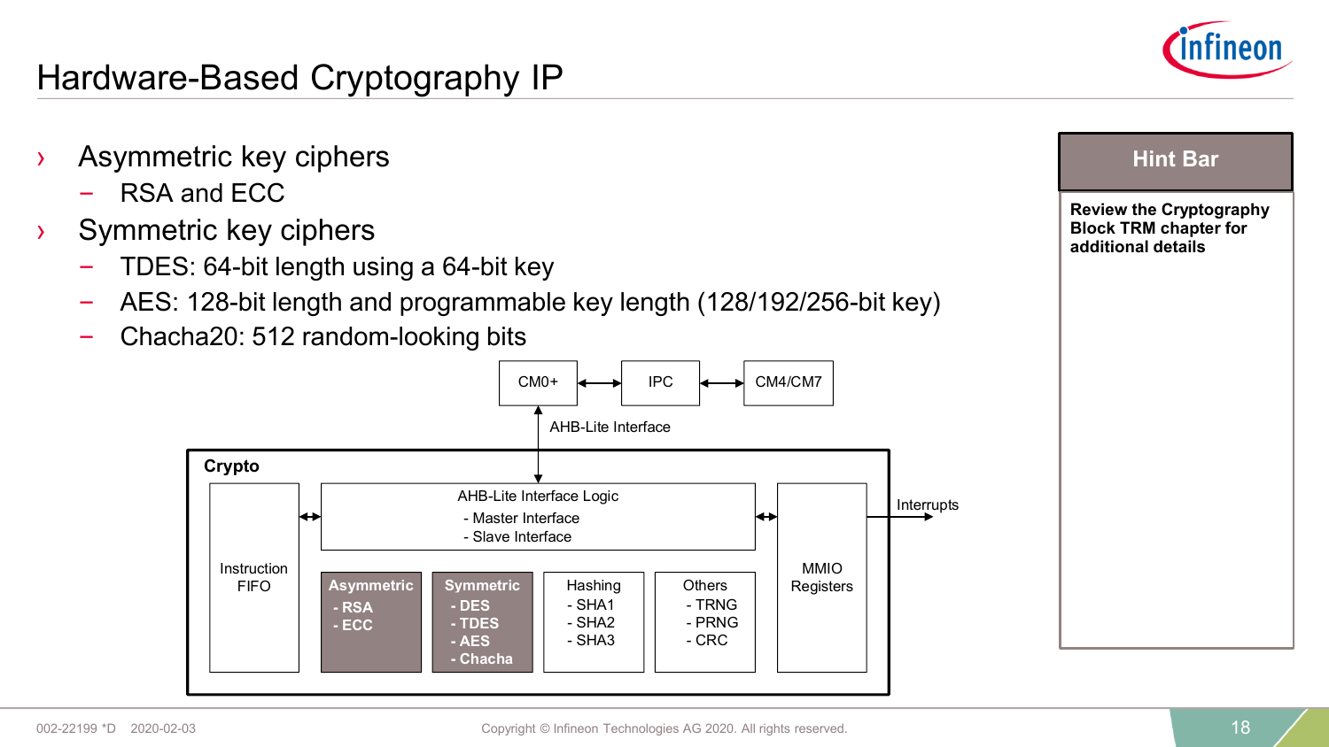# Hardware-Based Cryptography IP

- Asymmetric key ciphers
  - RSA and ECC
- Symmetric key ciphers
  - TDES: 64-bit length using a 64-bit key
  - AES: 128-bit length and programmable key length (128/192/256-bit key)
  - Chacha20: 512 random-looking bits

CM0+ ↔ IPC ↔ CM4/CM7

AHB-Lite Interface

**Crypto**

- Instruction FIFO
- AHB-Lite Interface Logic
  - Master Interface
  - Slave Interface
- MMIO Registers
- **Asymmetric**
  - **RSA**
  - **ECC**
- **Symmetric**
  - **DES**
  - **TDES**
  - **AES**
  - **Chacha**
- Hashing
  - SHA1
  - SHA2
  - SHA3
- Others
  - TRNG
  - PRNG
  - CRC

Interrupts

**Hint Bar**

**Review the Cryptography Block TRM chapter for additional details**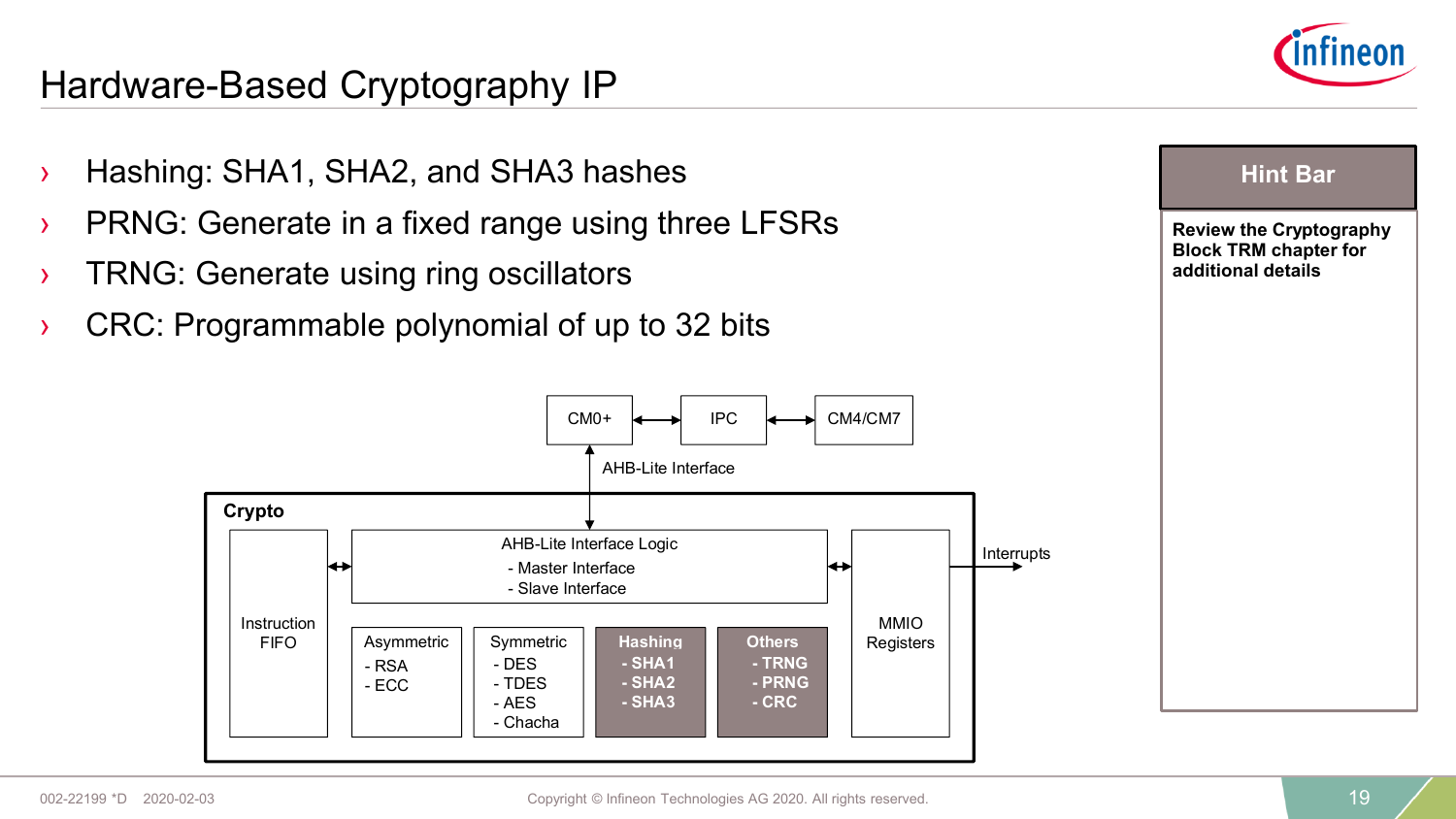# Hardware-Based Cryptography IP

- Hashing: SHA1, SHA2, and SHA3 hashes
- PRNG: Generate in a fixed range using three LFSRs
- TRNG: Generate using ring oscillators
- CRC: Programmable polynomial of up to 32 bits

CM0+ ↔ IPC ↔ CM4/CM7

AHB-Lite Interface

**Crypto**

- Instruction FIFO
- AHB-Lite Interface Logic
  - Master Interface
  - Slave Interface
- MMIO Registers
- Interrupts
- Asymmetric
  - RSA
  - ECC
- Symmetric
  - DES
  - TDES
  - AES
  - Chacha
- **Hashing**
  - **SHA1**
  - **SHA2**
  - **SHA3**
- **Others**
  - **TRNG**
  - **PRNG**
  - **CRC**

**Hint Bar**

**Review the Cryptography Block TRM chapter for additional details**

002-22199 *D 2020-02-03

Copyright © Infineon Technologies AG 2020. All rights reserved.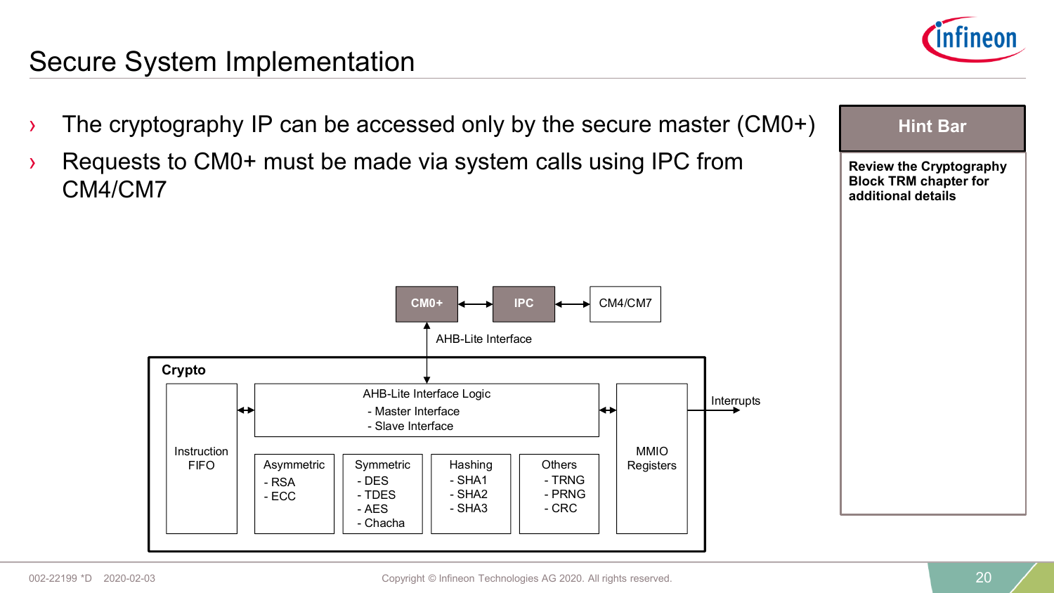# Secure System Implementation

- The cryptography IP can be accessed only by the secure master (CM0+)
- Requests to CM0+ must be made via system calls using IPC from CM4/CM7

**Hint Bar**

**Review the Cryptography Block TRM chapter for additional details**

CM0+ ↔ IPC ↔ CM4/CM7

AHB-Lite Interface

**Crypto**

Instruction FIFO

AHB-Lite Interface Logic
- Master Interface
- Slave Interface

MMIO Registers

Interrupts

Asymmetric
- RSA
- ECC

Symmetric
- DES
- TDES
- AES
- Chacha

Hashing
- SHA1
- SHA2
- SHA3

Others
- TRNG
- PRNG
- CRC

002-22199 *D 2020-02-03

Copyright © Infineon Technologies AG 2020. All rights reserved.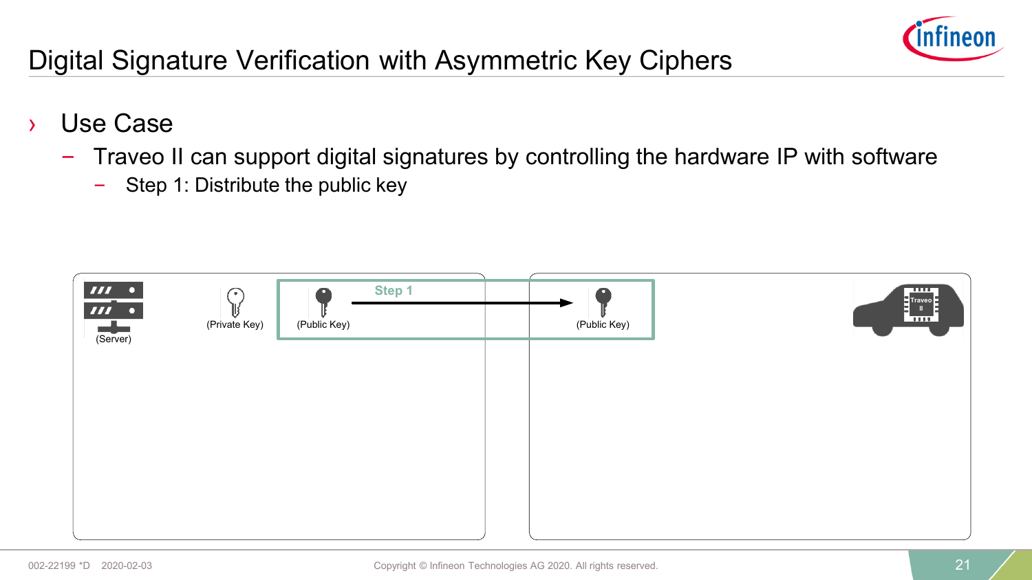# Digital Signature Verification with Asymmetric Key Ciphers

- Use Case
  - Traveo II can support digital signatures by controlling the hardware IP with software
    - Step 1: Distribute the public key

(Server) (Private Key) (Public Key) **Step 1** → (Public Key) Traveo II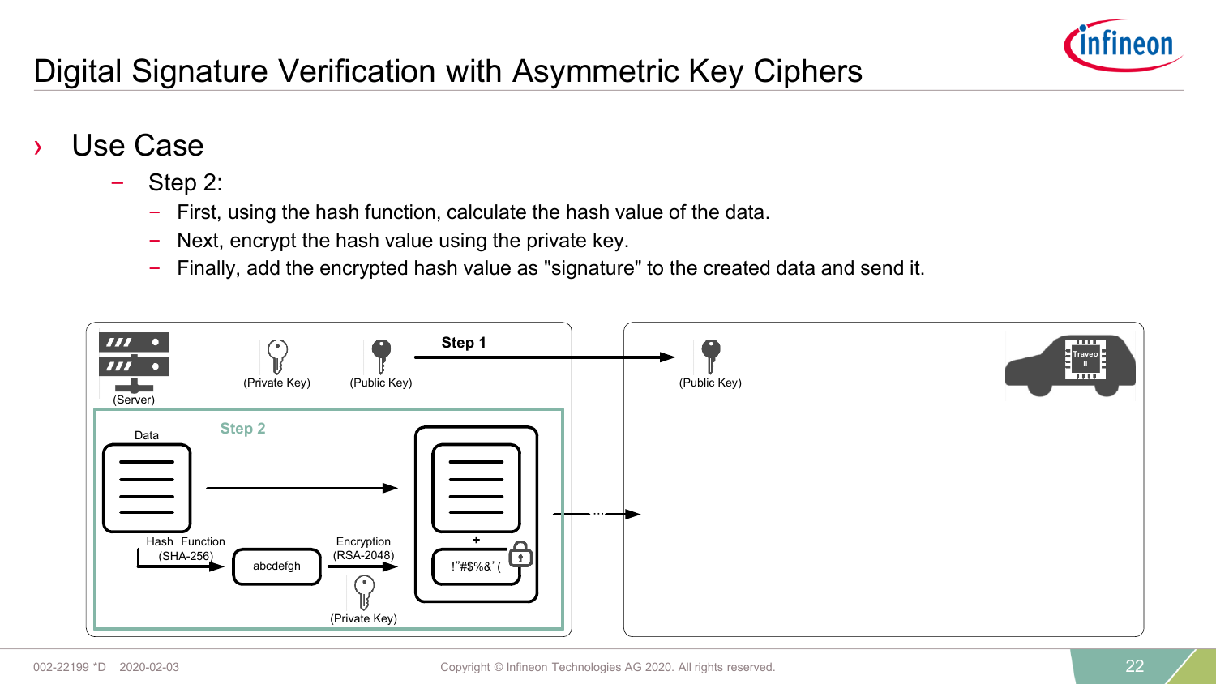# Digital Signature Verification with Asymmetric Key Ciphers

- Use Case
  - Step 2:
    - First, using the hash function, calculate the hash value of the data.
    - Next, encrypt the hash value using the private key.
    - Finally, add the encrypted hash value as "signature" to the created data and send it.

(Server)

(Private Key)

(Public Key)

Step 1

(Public Key)

Step 2

Data

Hash Function (SHA-256)

abcdefgh

Encryption (RSA-2048)

(Private Key)

+

!"#$%&'(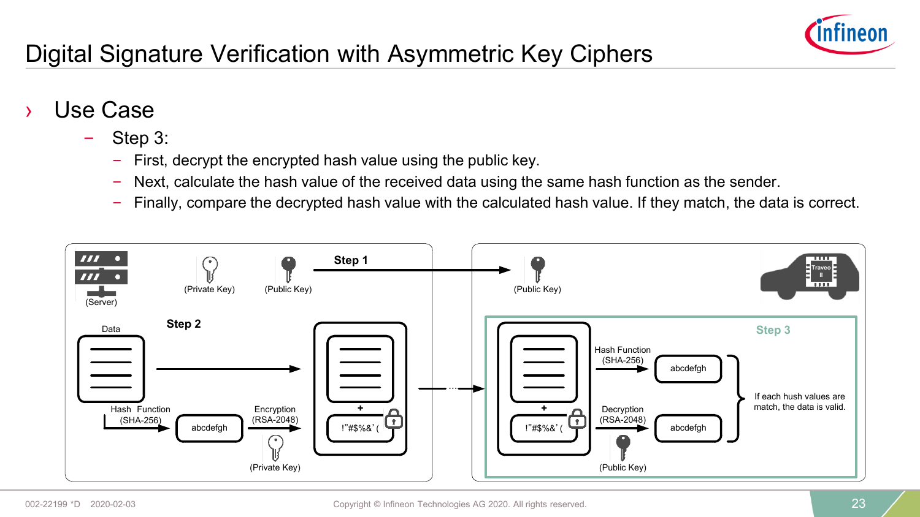# Digital Signature Verification with Asymmetric Key Ciphers

› Use Case

- Step 3:
  - First, decrypt the encrypted hash value using the public key.
  - Next, calculate the hash value of the received data using the same hash function as the sender.
  - Finally, compare the decrypted hash value with the calculated hash value. If they match, the data is correct.

(Server) (Private Key) (Public Key) Step 1 (Public Key)

Data Step 2

Hash Function (SHA-256) abcdefgh Encryption (RSA-2048) (Private Key)

+ !"#$%&'(

Step 3

Hash Function (SHA-256) abcdefgh

Decryption (RSA-2048) abcdefgh (Public Key)

If each hush values are match, the data is valid.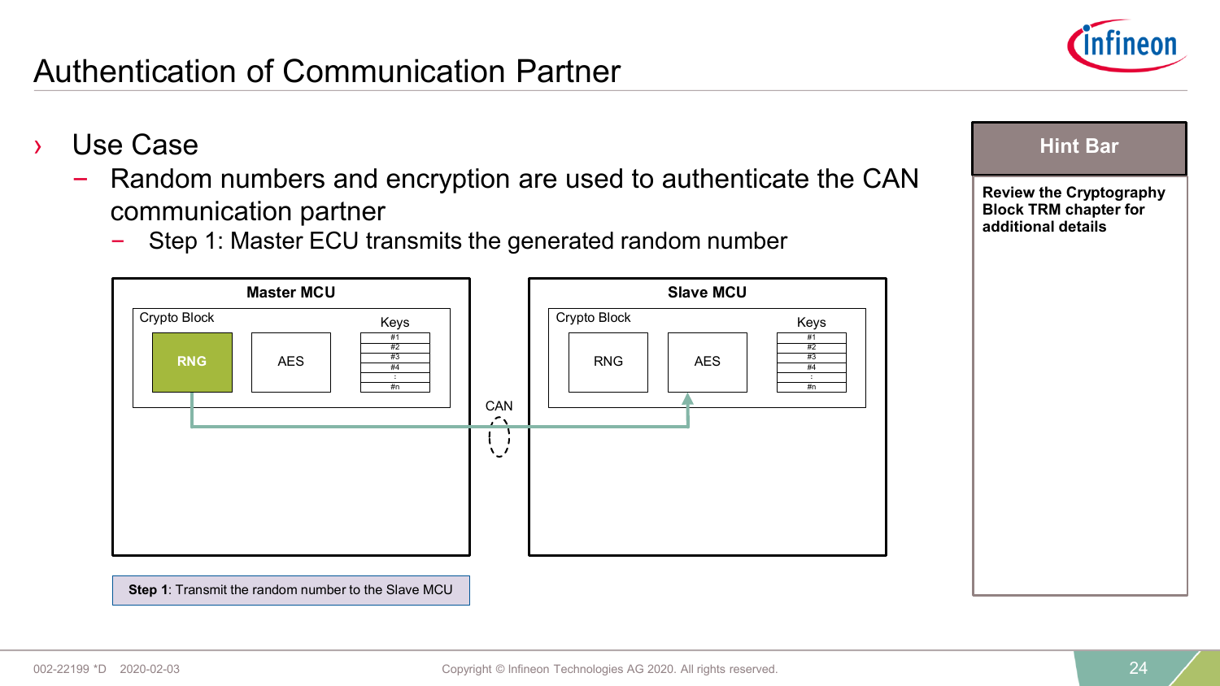# Authentication of Communication Partner

- Use Case
  - Random numbers and encryption are used to authenticate the CAN communication partner
    - Step 1: Master ECU transmits the generated random number

**Master MCU**

Crypto Block

RNG | AES | Keys: #1, #2, #3, #4, :, #n

CAN

**Slave MCU**

Crypto Block

RNG | AES | Keys: #1, #2, #3, #4, :, #n

**Step 1**: Transmit the random number to the Slave MCU

**Hint Bar**

**Review the Cryptography Block TRM chapter for additional details**

002-22199 *D 2020-02-03

Copyright © Infineon Technologies AG 2020. All rights reserved.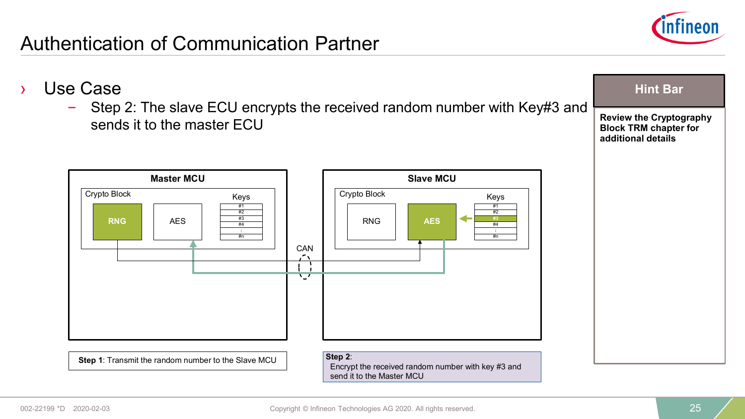# Authentication of Communication Partner

- Use Case
  - Step 2: The slave ECU encrypts the received random number with Key#3 and sends it to the master ECU

**Master MCU**

Crypto Block

RNG | AES | Keys: #1, #2, #3, #4, :, #n

CAN

**Slave MCU**

Crypto Block

RNG | AES | Keys: #1, #2, #3, #4, :, #n

**Step 1**: Transmit the random number to the Slave MCU

**Step 2**:
Encrypt the received random number with key #3 and send it to the Master MCU

**Hint Bar**

**Review the Cryptography Block TRM chapter for additional details**

002-22199 *D 2020-02-03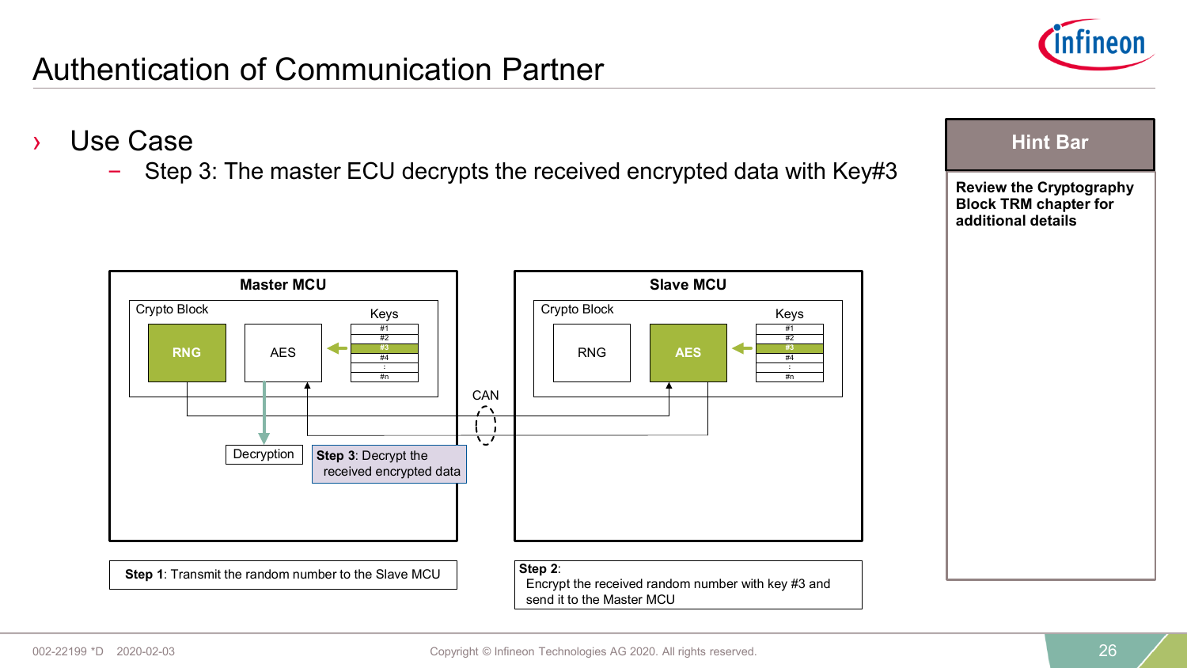# Authentication of Communication Partner

- Use Case
  - Step 3: The master ECU decrypts the received encrypted data with Key#3

**Master MCU**

Crypto Block

RNG | AES | Keys: #1, #2, #3, #4, :, #n

Decryption

**Step 3**: Decrypt the received encrypted data

CAN

**Slave MCU**

Crypto Block

RNG | AES | Keys: #1, #2, #3, #4, :, #n

**Step 1**: Transmit the random number to the Slave MCU

**Step 2**: Encrypt the received random number with key #3 and send it to the Master MCU

**Hint Bar**

**Review the Cryptography Block TRM chapter for additional details**

002-22199 *D 2020-02-03

Copyright © Infineon Technologies AG 2020. All rights reserved.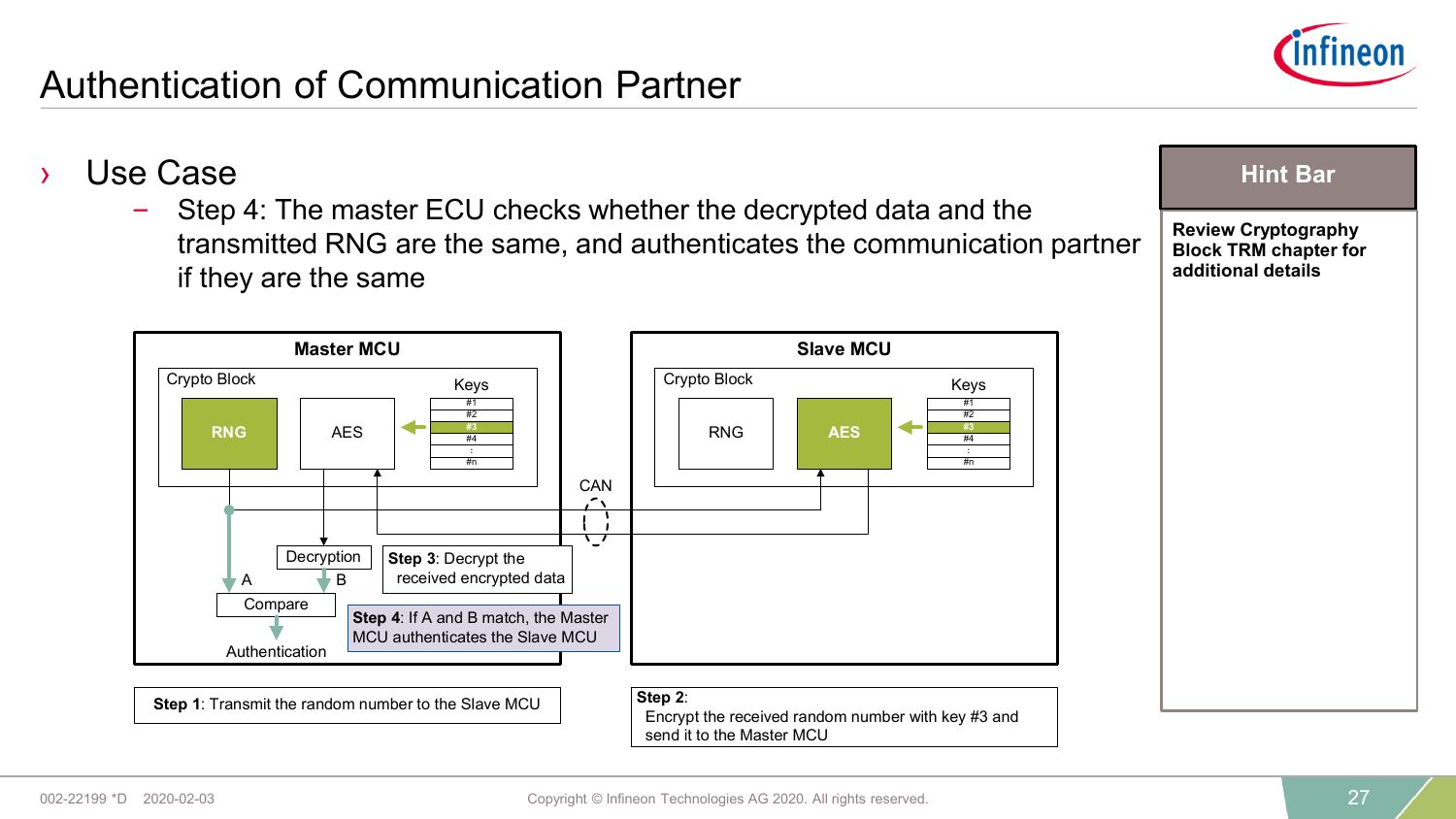# Authentication of Communication Partner

- Use Case
  - Step 4: The master ECU checks whether the decrypted data and the transmitted RNG are the same, and authenticates the communication partner if they are the same

**Master MCU**

Crypto Block

RNG | AES | Keys: #1, #2, #3, #4, :, #n

Decryption

A | B

Compare

Authentication

**Step 3**: Decrypt the received encrypted data

**Step 4**: If A and B match, the Master MCU authenticates the Slave MCU

CAN

**Slave MCU**

Crypto Block

RNG | AES | Keys: #1, #2, #3, #4, :, #n

**Step 1**: Transmit the random number to the Slave MCU

**Step 2**:
Encrypt the received random number with key #3 and send it to the Master MCU

**Hint Bar**

**Review Cryptography Block TRM chapter for additional details**

002-22199 *D 2020-02-03

Copyright © Infineon Technologies AG 2020. All rights reserved.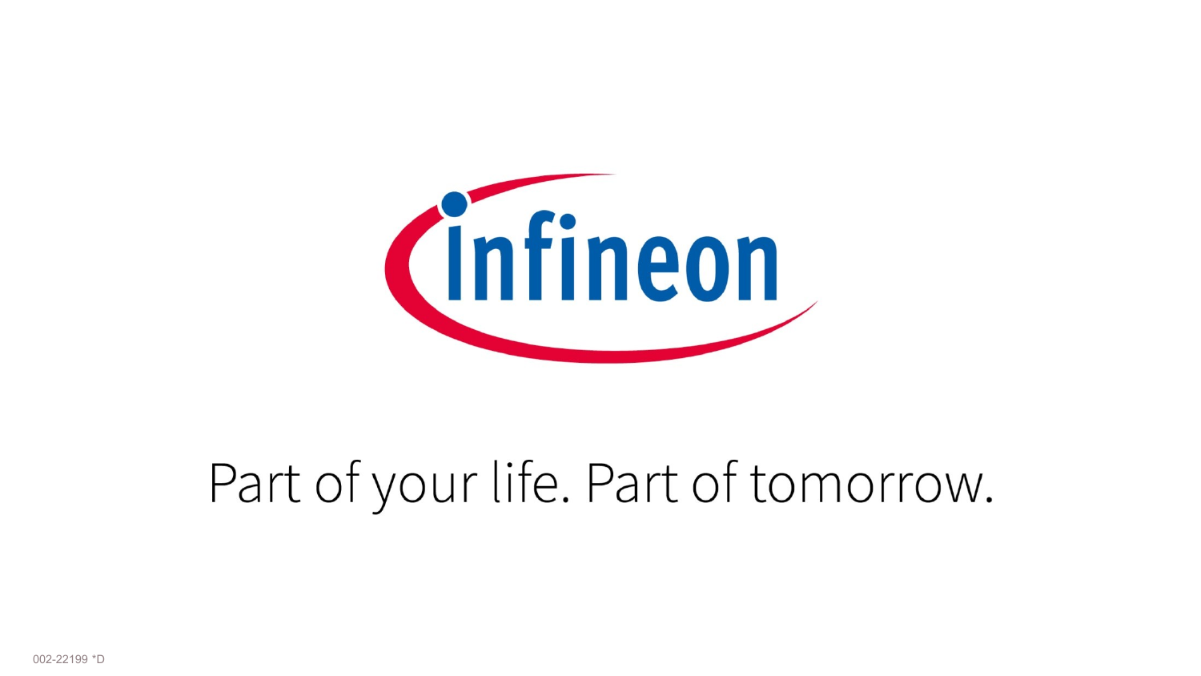Infineon

Part of your life. Part of tomorrow.

002-22199 *D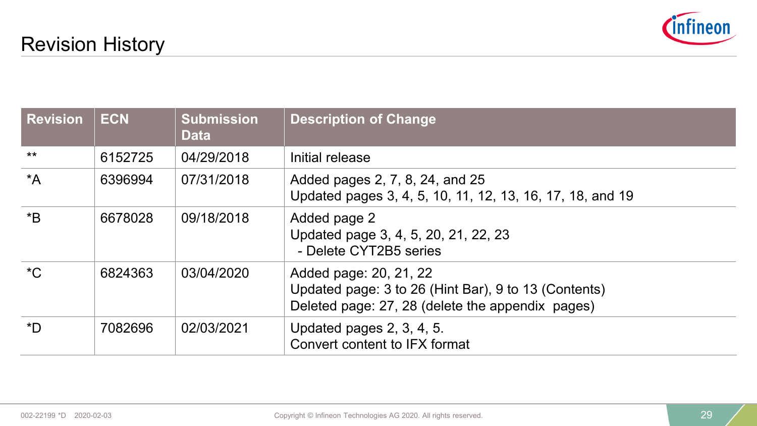# Revision History

| Revision | ECN | Submission Data | Description of Change |
|---|---|---|---|
| ** | 6152725 | 04/29/2018 | Initial release |
| *A | 6396994 | 07/31/2018 | Added pages 2, 7, 8, 24, and 25<br>Updated pages 3, 4, 5, 10, 11, 12, 13, 16, 17, 18, and 19 |
| *B | 6678028 | 09/18/2018 | Added page 2<br>Updated page 3, 4, 5, 20, 21, 22, 23<br>- Delete CYT2B5 series |
| *C | 6824363 | 03/04/2020 | Added page: 20, 21, 22<br>Updated page: 3 to 26 (Hint Bar), 9 to 13 (Contents)<br>Deleted page: 27, 28 (delete the appendix pages) |
| *D | 7082696 | 02/03/2021 | Updated pages 2, 3, 4, 5.<br>Convert content to IFX format |